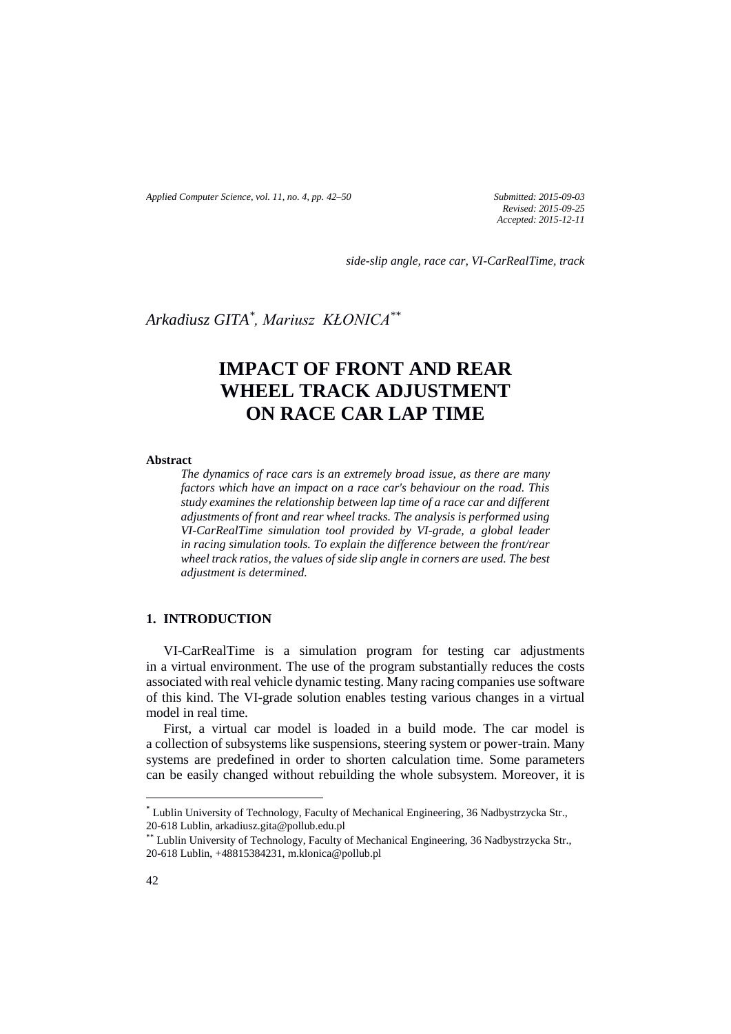Submitted: 2015-09-03
Revised: 2015-09-25
Accepted: 2015-12-11

*side-slip angle, race car, VI-CarRealTime, track*

*Arkadiusz GITA*[*], *Mariusz KŁONICA*[**]

# IMPACT OF FRONT AND REAR WHEEL TRACK ADJUSTMENT ON RACE CAR LAP TIME

**Abstract**

*The dynamics of race cars is an extremely broad issue, as there are many factors which have an impact on a race car's behaviour on the road. This study examines the relationship between lap time of a race car and different adjustments of front and rear wheel tracks. The analysis is performed using VI-CarRealTime simulation tool provided by VI-grade, a global leader in racing simulation tools. To explain the difference between the front/rear wheel track ratios, the values of side slip angle in corners are used. The best adjustment is determined.*

## 1. INTRODUCTION

VI-CarRealTime is a simulation program for testing car adjustments in a virtual environment. The use of the program substantially reduces the costs associated with real vehicle dynamic testing. Many racing companies use software of this kind. The VI-grade solution enables testing various changes in a virtual model in real time.

First, a virtual car model is loaded in a build mode. The car model is a collection of subsystems like suspensions, steering system or power-train. Many systems are predefined in order to shorten calculation time. Some parameters can be easily changed without rebuilding the whole subsystem. Moreover, it is

---

[*] Lublin University of Technology, Faculty of Mechanical Engineering, 36 Nadbystrzycka Str., 20-618 Lublin, arkadiusz.gita@pollub.edu.pl

[**] Lublin University of Technology, Faculty of Mechanical Engineering, 36 Nadbystrzycka Str., 20-618 Lublin, +48815384231, m.klonica@pollub.pl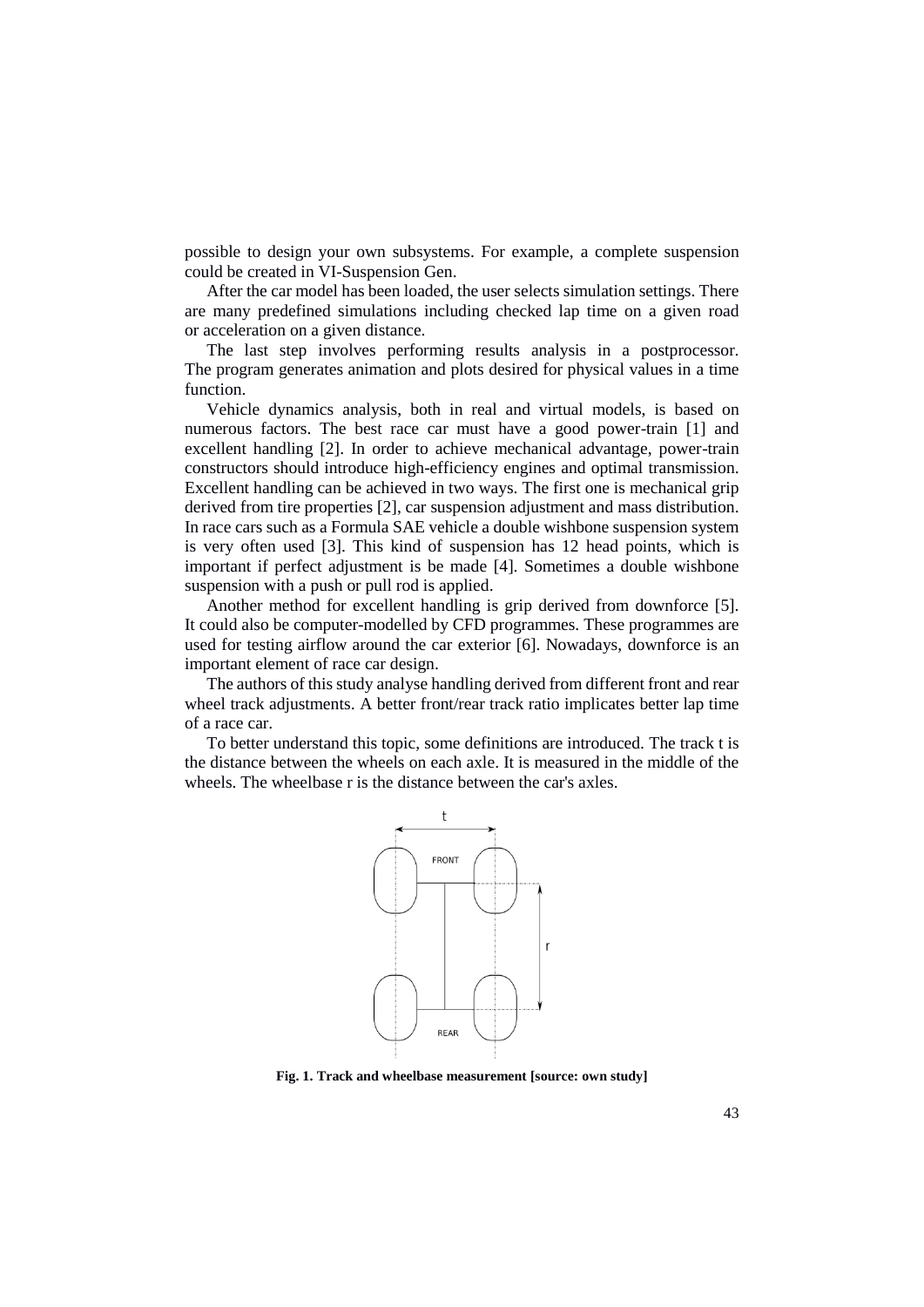possible to design your own subsystems. For example, a complete suspension could be created in VI-Suspension Gen.

After the car model has been loaded, the user selects simulation settings. There are many predefined simulations including checked lap time on a given road or acceleration on a given distance.

The last step involves performing results analysis in a postprocessor. The program generates animation and plots desired for physical values in a time function.

Vehicle dynamics analysis, both in real and virtual models, is based on numerous factors. The best race car must have a good power-train [1] and excellent handling [2]. In order to achieve mechanical advantage, power-train constructors should introduce high-efficiency engines and optimal transmission. Excellent handling can be achieved in two ways. The first one is mechanical grip derived from tire properties [2], car suspension adjustment and mass distribution. In race cars such as a Formula SAE vehicle a double wishbone suspension system is very often used [3]. This kind of suspension has 12 head points, which is important if perfect adjustment is be made [4]. Sometimes a double wishbone suspension with a push or pull rod is applied.

Another method for excellent handling is grip derived from downforce [5]. It could also be computer-modelled by CFD programmes. These programmes are used for testing airflow around the car exterior [6]. Nowadays, downforce is an important element of race car design.

The authors of this study analyse handling derived from different front and rear wheel track adjustments. A better front/rear track ratio implicates better lap time of a race car.

To better understand this topic, some definitions are introduced. The track t is the distance between the wheels on each axle. It is measured in the middle of the wheels. The wheelbase r is the distance between the car's axles.

**Fig. 1. Track and wheelbase measurement [source: own study]**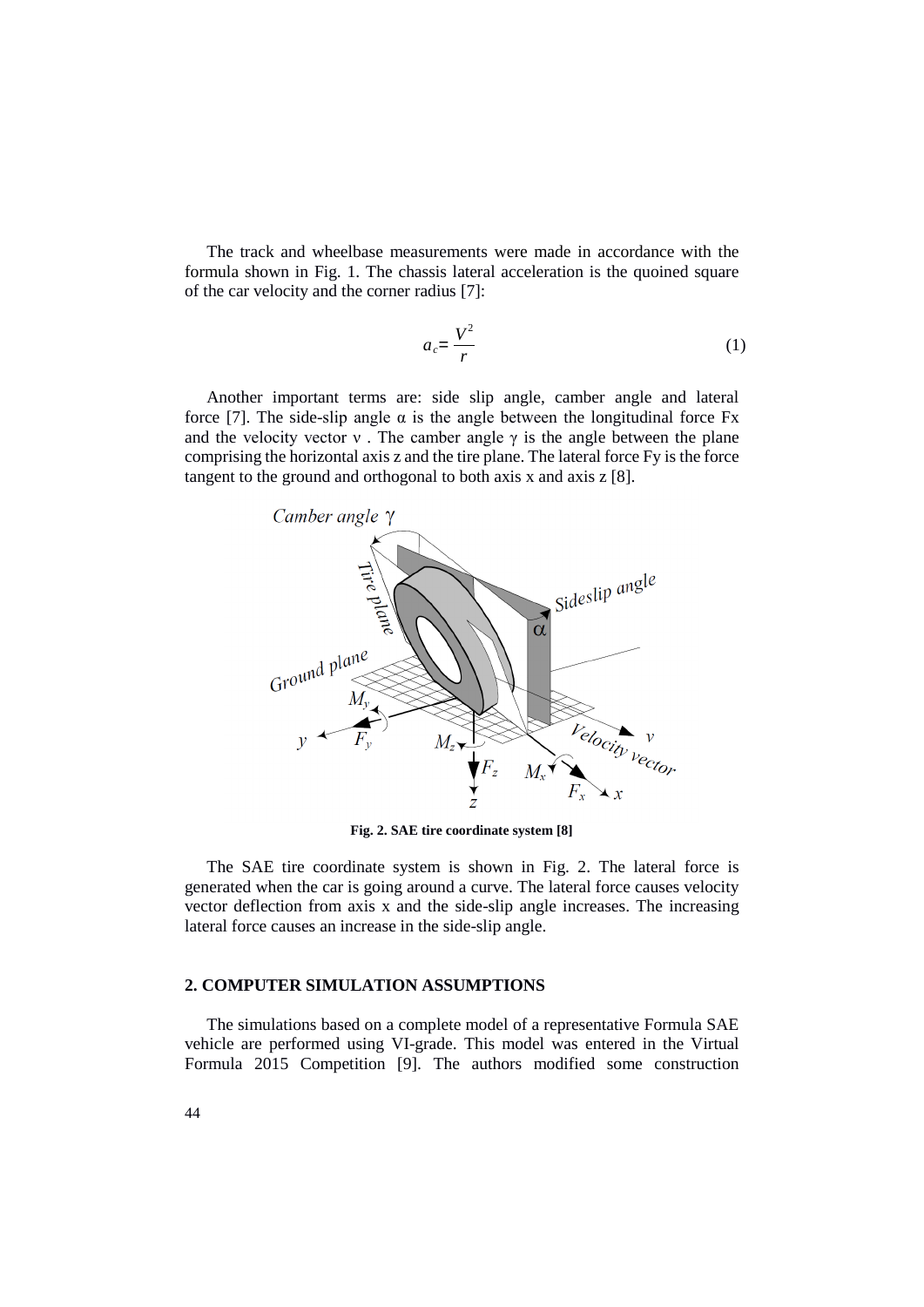The track and wheelbase measurements were made in accordance with the formula shown in Fig. 1. The chassis lateral acceleration is the quoined square of the car velocity and the corner radius [7]:

$$a_c = \frac{V^2}{r} \tag{1}$$

Another important terms are: side slip angle, camber angle and lateral force [7]. The side-slip angle $\alpha$ is the angle between the longitudinal force Fx and the velocity vector $v$ . The camber angle $\gamma$ is the angle between the plane comprising the horizontal axis z and the tire plane. The lateral force Fy is the force tangent to the ground and orthogonal to both axis x and axis z [8].

**Fig. 2. SAE tire coordinate system [8]**

The SAE tire coordinate system is shown in Fig. 2. The lateral force is generated when the car is going around a curve. The lateral force causes velocity vector deflection from axis x and the side-slip angle increases. The increasing lateral force causes an increase in the side-slip angle.

## 2. COMPUTER SIMULATION ASSUMPTIONS

The simulations based on a complete model of a representative Formula SAE vehicle are performed using VI-grade. This model was entered in the Virtual Formula 2015 Competition [9]. The authors modified some construction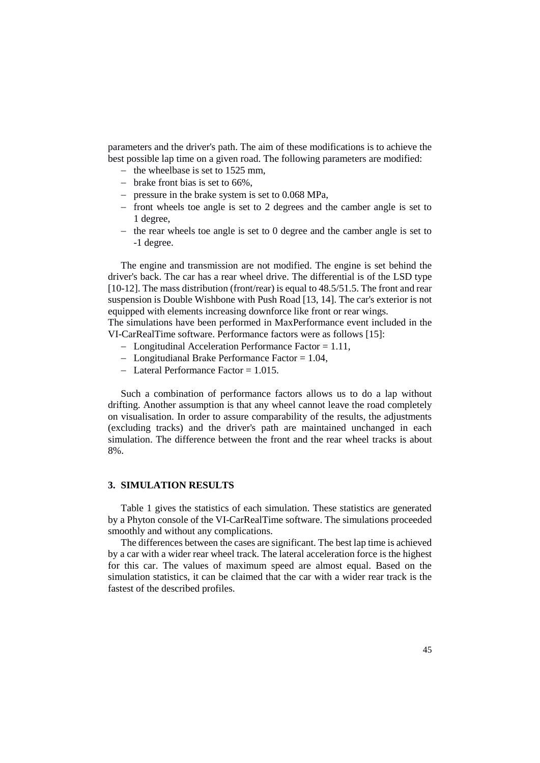parameters and the driver's path. The aim of these modifications is to achieve the best possible lap time on a given road. The following parameters are modified:

- the wheelbase is set to 1525 mm,
- brake front bias is set to 66%,
- pressure in the brake system is set to 0.068 MPa,
- front wheels toe angle is set to 2 degrees and the camber angle is set to 1 degree,
- the rear wheels toe angle is set to 0 degree and the camber angle is set to -1 degree.

The engine and transmission are not modified. The engine is set behind the driver's back. The car has a rear wheel drive. The differential is of the LSD type [10-12]. The mass distribution (front/rear) is equal to 48.5/51.5. The front and rear suspension is Double Wishbone with Push Road [13, 14]. The car's exterior is not equipped with elements increasing downforce like front or rear wings.
The simulations have been performed in MaxPerformance event included in the VI-CarRealTime software. Performance factors were as follows [15]:

- Longitudinal Acceleration Performance Factor = 1.11,
- Longitudianal Brake Performance Factor = 1.04,
- Lateral Performance Factor = 1.015.

Such a combination of performance factors allows us to do a lap without drifting. Another assumption is that any wheel cannot leave the road completely on visualisation. In order to assure comparability of the results, the adjustments (excluding tracks) and the driver's path are maintained unchanged in each simulation. The difference between the front and the rear wheel tracks is about 8%.

## 3. SIMULATION RESULTS

Table 1 gives the statistics of each simulation. These statistics are generated by a Phyton console of the VI-CarRealTime software. The simulations proceeded smoothly and without any complications.

The differences between the cases are significant. The best lap time is achieved by a car with a wider rear wheel track. The lateral acceleration force is the highest for this car. The values of maximum speed are almost equal. Based on the simulation statistics, it can be claimed that the car with a wider rear track is the fastest of the described profiles.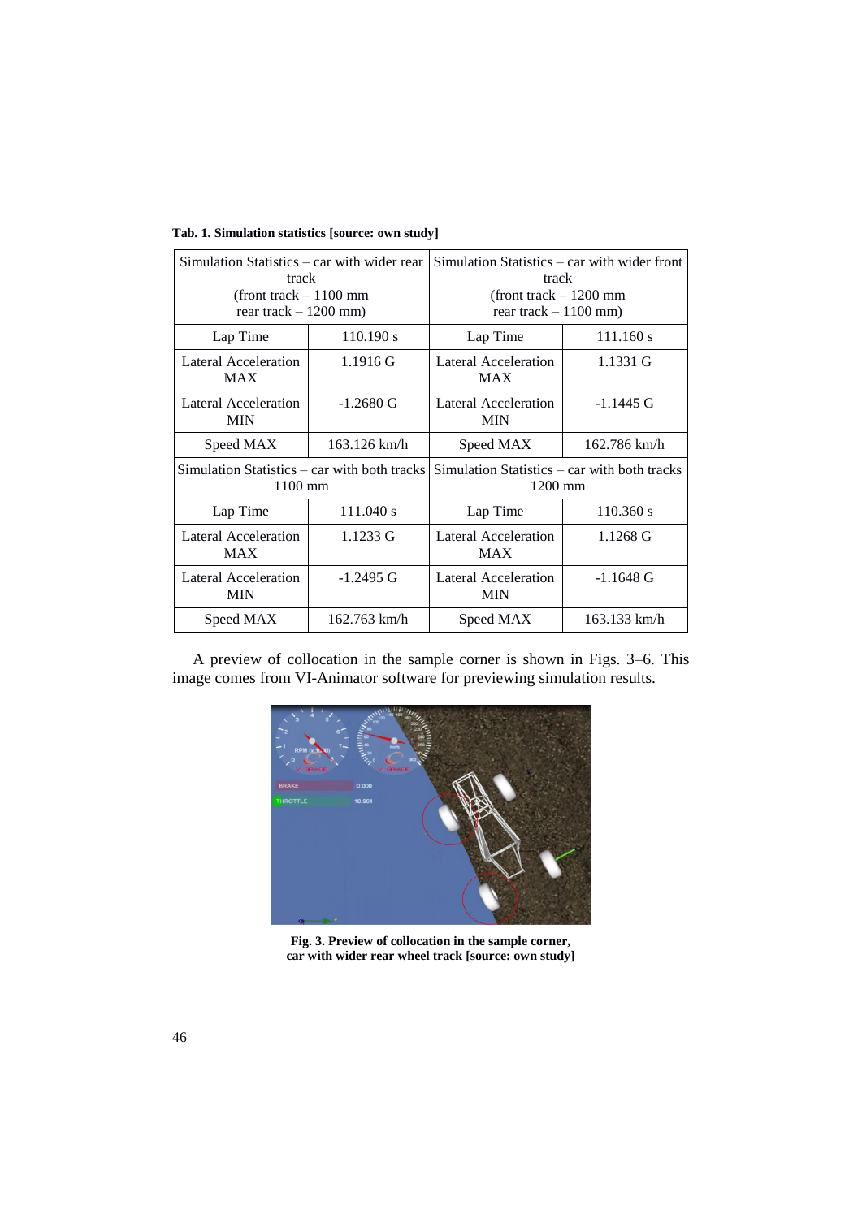**Tab. 1. Simulation statistics [source: own study]**

| Simulation Statistics – car with wider rear track (front track – 1100 mm rear track – 1200 mm) | | Simulation Statistics – car with wider front track (front track – 1200 mm rear track – 1100 mm) | |
|---|---|---|---|
| Lap Time | 110.190 s | Lap Time | 111.160 s |
| Lateral Acceleration MAX | 1.1916 G | Lateral Acceleration MAX | 1.1331 G |
| Lateral Acceleration MIN | -1.2680 G | Lateral Acceleration MIN | -1.1445 G |
| Speed MAX | 163.126 km/h | Speed MAX | 162.786 km/h |
| Simulation Statistics – car with both tracks 1100 mm | | Simulation Statistics – car with both tracks 1200 mm | |
| Lap Time | 111.040 s | Lap Time | 110.360 s |
| Lateral Acceleration MAX | 1.1233 G | Lateral Acceleration MAX | 1.1268 G |
| Lateral Acceleration MIN | -1.2495 G | Lateral Acceleration MIN | -1.1648 G |
| Speed MAX | 162.763 km/h | Speed MAX | 163.133 km/h |

A preview of collocation in the sample corner is shown in Figs. 3–6. This image comes from VI-Animator software for previewing simulation results.

**Fig. 3. Preview of collocation in the sample corner, car with wider rear wheel track [source: own study]**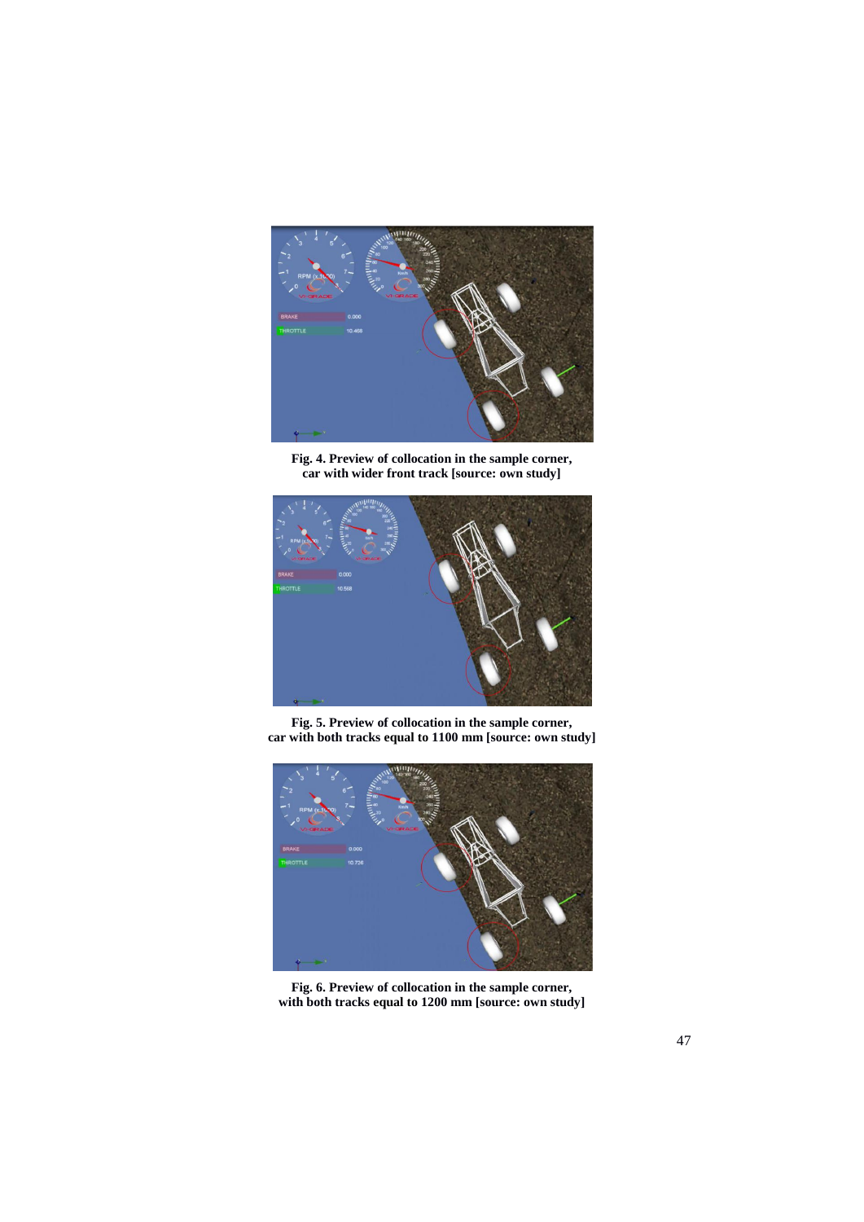**Fig. 4. Preview of collocation in the sample corner, car with wider front track [source: own study]**

**Fig. 5. Preview of collocation in the sample corner, car with both tracks equal to 1100 mm [source: own study]**

**Fig. 6. Preview of collocation in the sample corner, with both tracks equal to 1200 mm [source: own study]**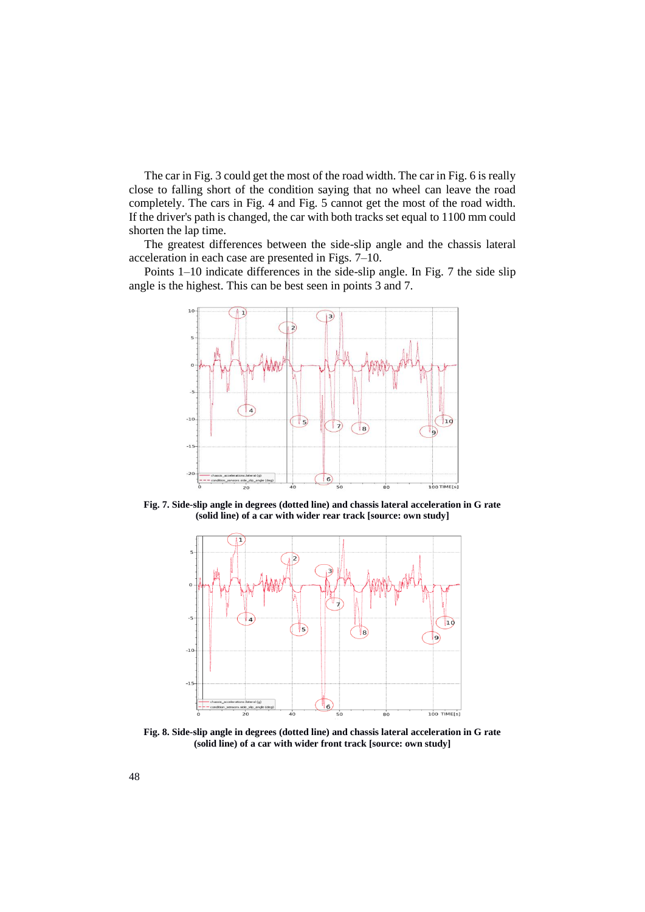The car in Fig. 3 could get the most of the road width. The car in Fig. 6 is really close to falling short of the condition saying that no wheel can leave the road completely. The cars in Fig. 4 and Fig. 5 cannot get the most of the road width. If the driver's path is changed, the car with both tracks set equal to 1100 mm could shorten the lap time.

The greatest differences between the side-slip angle and the chassis lateral acceleration in each case are presented in Figs. 7–10.

Points 1–10 indicate differences in the side-slip angle. In Fig. 7 the side slip angle is the highest. This can be best seen in points 3 and 7.

**Fig. 7. Side-slip angle in degrees (dotted line) and chassis lateral acceleration in G rate (solid line) of a car with wider rear track [source: own study]**

**Fig. 8. Side-slip angle in degrees (dotted line) and chassis lateral acceleration in G rate (solid line) of a car with wider front track [source: own study]**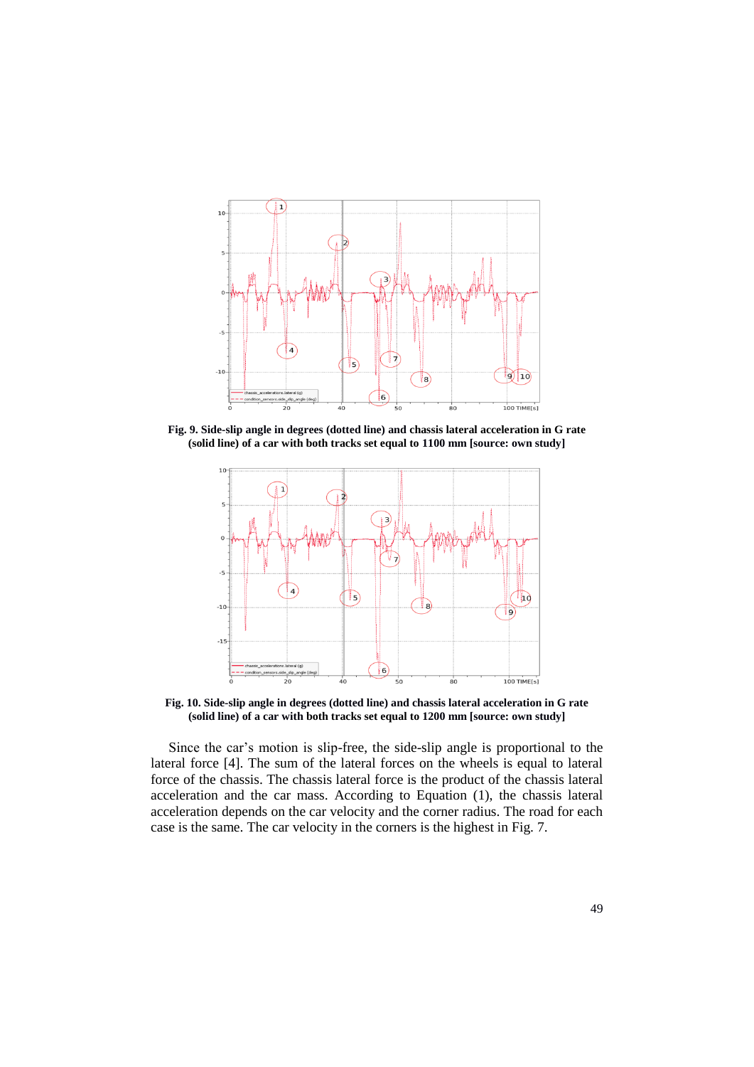**Fig. 9. Side-slip angle in degrees (dotted line) and chassis lateral acceleration in G rate (solid line) of a car with both tracks set equal to 1100 mm [source: own study]**

**Fig. 10. Side-slip angle in degrees (dotted line) and chassis lateral acceleration in G rate (solid line) of a car with both tracks set equal to 1200 mm [source: own study]**

Since the car's motion is slip-free, the side-slip angle is proportional to the lateral force [4]. The sum of the lateral forces on the wheels is equal to lateral force of the chassis. The chassis lateral force is the product of the chassis lateral acceleration and the car mass. According to Equation (1), the chassis lateral acceleration depends on the car velocity and the corner radius. The road for each case is the same. The car velocity in the corners is the highest in Fig. 7.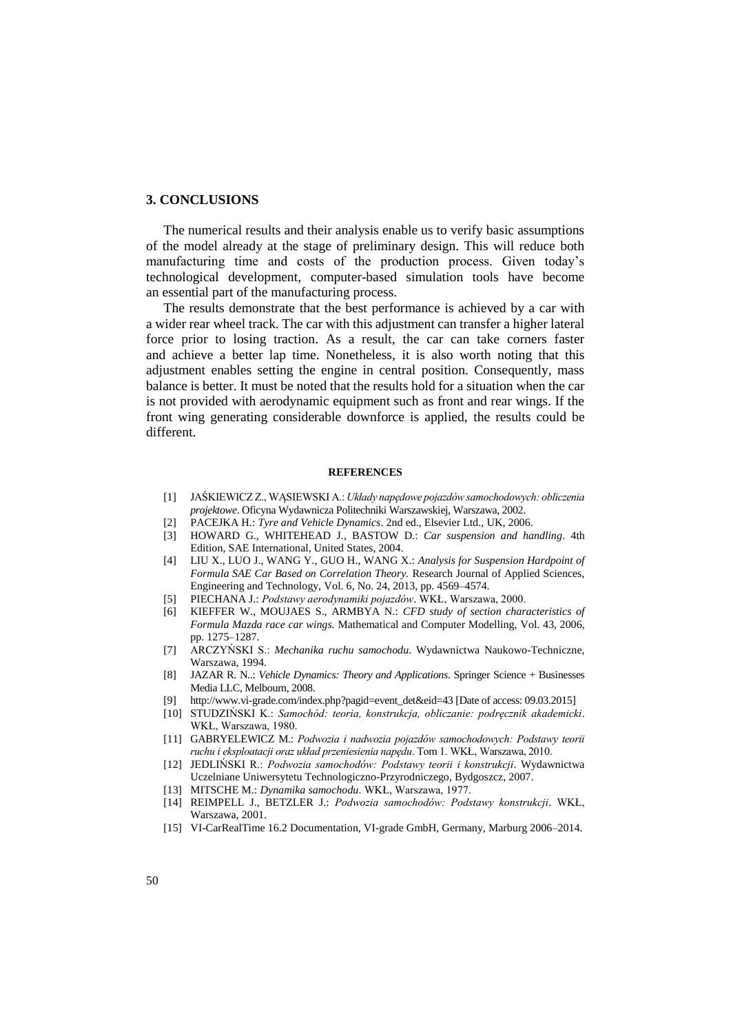## 3. CONCLUSIONS

The numerical results and their analysis enable us to verify basic assumptions of the model already at the stage of preliminary design. This will reduce both manufacturing time and costs of the production process. Given today's technological development, computer-based simulation tools have become an essential part of the manufacturing process.

The results demonstrate that the best performance is achieved by a car with a wider rear wheel track. The car with this adjustment can transfer a higher lateral force prior to losing traction. As a result, the car can take corners faster and achieve a better lap time. Nonetheless, it is also worth noting that this adjustment enables setting the engine in central position. Consequently, mass balance is better. It must be noted that the results hold for a situation when the car is not provided with aerodynamic equipment such as front and rear wings. If the front wing generating considerable downforce is applied, the results could be different.

### REFERENCES

[1] JAŚKIEWICZ Z., WĄSIEWSKI A.: *Układy napędowe pojazdów samochodowych: obliczenia projektowe*. Oficyna Wydawnicza Politechniki Warszawskiej, Warszawa, 2002.

[2] PACEJKA H.: *Tyre and Vehicle Dynamics*. 2nd ed., Elsevier Ltd., UK, 2006.

[3] HOWARD G., WHITEHEAD J., BASTOW D.: *Car suspension and handling*. 4th Edition, SAE International, United States, 2004.

[4] LIU X., LUO J., WANG Y., GUO H., WANG X.: *Analysis for Suspension Hardpoint of Formula SAE Car Based on Correlation Theory.* Research Journal of Applied Sciences, Engineering and Technology, Vol. 6, No. 24, 2013, pp. 4569–4574.

[5] PIECHANA J.: *Podstawy aerodynamiki pojazdów*. WKŁ, Warszawa, 2000.

[6] KIEFFER W., MOUJAES S., ARMBYA N.: *CFD study of section characteristics of Formula Mazda race car wings.* Mathematical and Computer Modelling, Vol. 43, 2006, pp. 1275–1287.

[7] ARCZYŃSKI S.: *Mechanika ruchu samochodu*. Wydawnictwa Naukowo-Techniczne, Warszawa, 1994.

[8] JAZAR R. N..: *Vehicle Dynamics: Theory and Applications*. Springer Science + Businesses Media LLC, Melbourn, 2008.

[9] http://www.vi-grade.com/index.php?pagid=event_det&eid=43 [Date of access: 09.03.2015]

[10] STUDZIŃSKI K.: *Samochód: teoria, konstrukcja, obliczanie: podręcznik akademicki*. WKŁ, Warszawa, 1980.

[11] GABRYELEWICZ M.: *Podwozia i nadwozia pojazdów samochodowych: Podstawy teorii ruchu i eksploatacji oraz układ przeniesienia napędu*. Tom 1. WKŁ, Warszawa, 2010.

[12] JEDLIŃSKI R.: *Podwozia samochodów: Podstawy teorii i konstrukcji*. Wydawnictwa Uczelniane Uniwersytetu Technologiczno-Przyrodniczego, Bydgoszcz, 2007.

[13] MITSCHE M.: *Dynamika samochodu*. WKŁ, Warszawa, 1977.

[14] REIMPELL J., BETZLER J.: *Podwozia samochodów: Podstawy konstrukcji*. WKŁ, Warszawa, 2001.

[15] VI-CarRealTime 16.2 Documentation, VI-grade GmbH, Germany, Marburg 2006–2014.